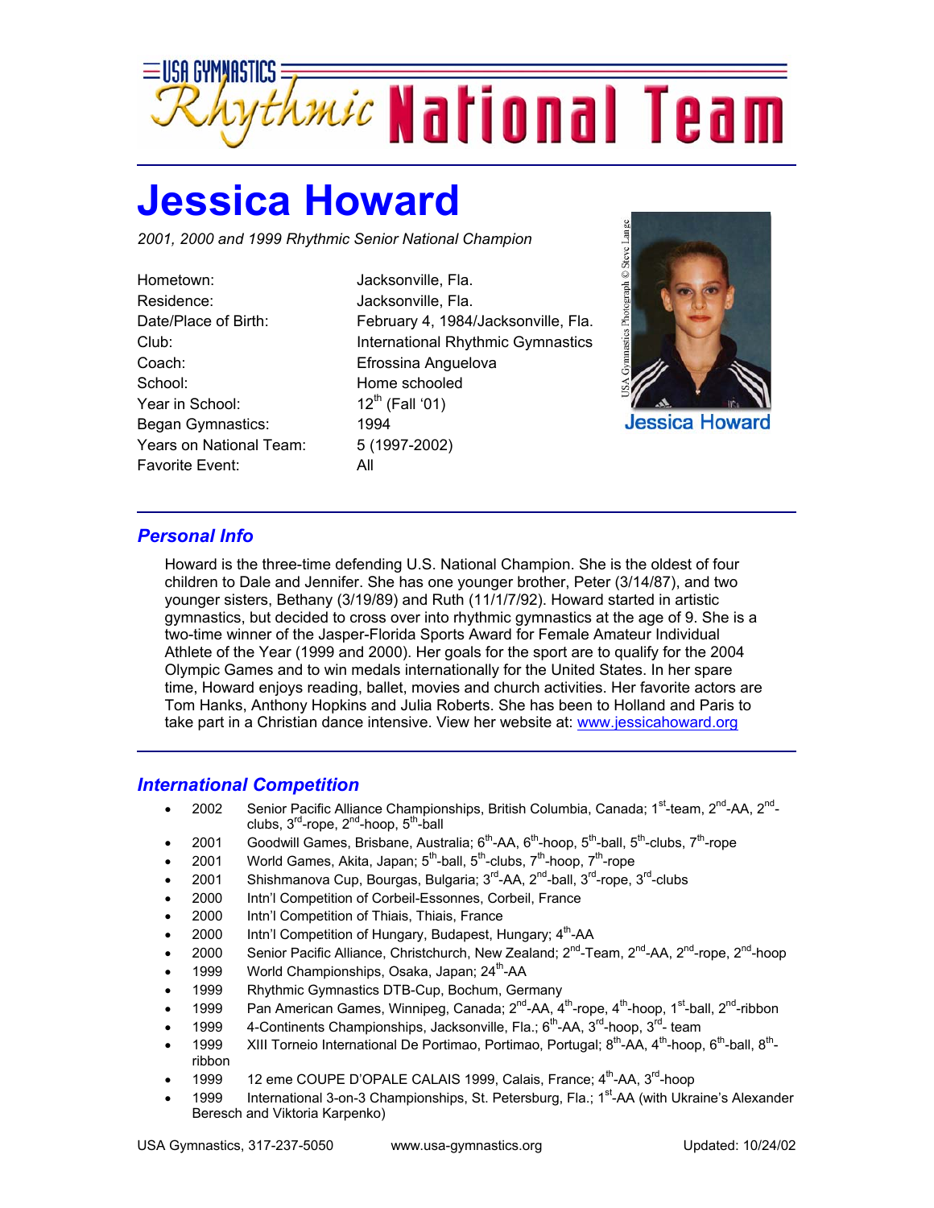# USA Gymnastics Rhythmic National Team

# Jessica Howard

*2001, 2000 and 1999 Rhythmic Senior National Champion*

| | |
|---|---|
| Hometown: | Jacksonville, Fla. |
| Residence: | Jacksonville, Fla. |
| Date/Place of Birth: | February 4, 1984/Jacksonville, Fla. |
| Club: | International Rhythmic Gymnastics |
| Coach: | Efrossina Anguelova |
| School: | Home schooled |
| Year in School: | 12th (Fall '01) |
| Began Gymnastics: | 1994 |
| Years on National Team: | 5 (1997-2002) |
| Favorite Event: | All |

USA Gymnastics Photograph © Steve Lange

Jessica Howard

## *Personal Info*

Howard is the three-time defending U.S. National Champion. She is the oldest of four children to Dale and Jennifer. She has one younger brother, Peter (3/14/87), and two younger sisters, Bethany (3/19/89) and Ruth (11/1/7/92). Howard started in artistic gymnastics, but decided to cross over into rhythmic gymnastics at the age of 9. She is a two-time winner of the Jasper-Florida Sports Award for Female Amateur Individual Athlete of the Year (1999 and 2000). Her goals for the sport are to qualify for the 2004 Olympic Games and to win medals internationally for the United States. In her spare time, Howard enjoys reading, ballet, movies and church activities. Her favorite actors are Tom Hanks, Anthony Hopkins and Julia Roberts. She has been to Holland and Paris to take part in a Christian dance intensive. View her website at: www.jessicahoward.org

## *International Competition*

- 2002 Senior Pacific Alliance Championships, British Columbia, Canada; 1st-team, 2nd-AA, 2nd-clubs, 3rd-rope, 2nd-hoop, 5th-ball
- 2001 Goodwill Games, Brisbane, Australia; 6th-AA, 6th-hoop, 5th-ball, 5th-clubs, 7th-rope
- 2001 World Games, Akita, Japan; 5th-ball, 5th-clubs, 7th-hoop, 7th-rope
- 2001 Shishmanova Cup, Bourgas, Bulgaria; 3rd-AA, 2nd-ball, 3rd-rope, 3rd-clubs
- 2000 Intn'l Competition of Corbeil-Essonnes, Corbeil, France
- 2000 Intn'l Competition of Thiais, Thiais, France
- 2000 Intn'l Competition of Hungary, Budapest, Hungary; 4th-AA
- 2000 Senior Pacific Alliance, Christchurch, New Zealand; 2nd-Team, 2nd-AA, 2nd-rope, 2nd-hoop
- 1999 World Championships, Osaka, Japan; 24th-AA
- 1999 Rhythmic Gymnastics DTB-Cup, Bochum, Germany
- 1999 Pan American Games, Winnipeg, Canada; 2nd-AA, 4th-rope, 4th-hoop, 1st-ball, 2nd-ribbon
- 1999 4-Continents Championships, Jacksonville, Fla.; 6th-AA, 3rd-hoop, 3rd- team
- 1999 XIII Torneio International De Portimao, Portimao, Portugal; 8th-AA, 4th-hoop, 6th-ball, 8th-ribbon
- 1999 12 eme COUPE D'OPALE CALAIS 1999, Calais, France; 4th-AA, 3rd-hoop
- 1999 International 3-on-3 Championships, St. Petersburg, Fla.; 1st-AA (with Ukraine's Alexander Beresch and Viktoria Karpenko)

USA Gymnastics, 317-237-5050 www.usa-gymnastics.org Updated: 10/24/02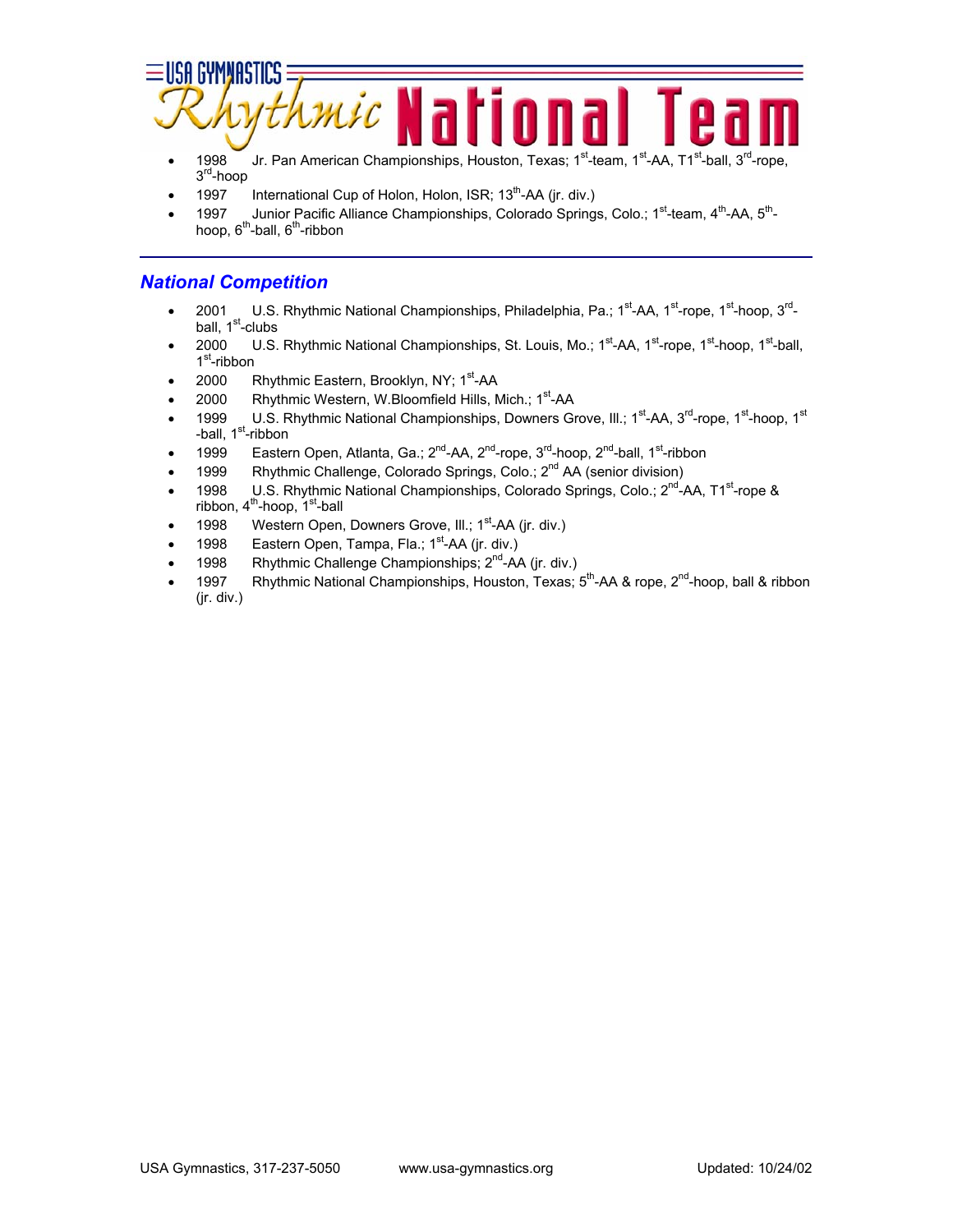- 1998 Jr. Pan American Championships, Houston, Texas; 1st-team, 1st-AA, T1st-ball, 3rd-rope, 3rd-hoop
- 1997 International Cup of Holon, Holon, ISR; 13th-AA (jr. div.)
- 1997 Junior Pacific Alliance Championships, Colorado Springs, Colo.; 1st-team, 4th-AA, 5th-hoop, 6th-ball, 6th-ribbon

## *National Competition*

- 2001 U.S. Rhythmic National Championships, Philadelphia, Pa.; 1st-AA, 1st-rope, 1st-hoop, 3rd-ball, 1st-clubs
- 2000 U.S. Rhythmic National Championships, St. Louis, Mo.; 1st-AA, 1st-rope, 1st-hoop, 1st-ball, 1st-ribbon
- 2000 Rhythmic Eastern, Brooklyn, NY; 1st-AA
- 2000 Rhythmic Western, W.Bloomfield Hills, Mich.; 1st-AA
- 1999 U.S. Rhythmic National Championships, Downers Grove, Ill.; 1st-AA, 3rd-rope, 1st-hoop, 1st-ball, 1st-ribbon
- 1999 Eastern Open, Atlanta, Ga.; 2nd-AA, 2nd-rope, 3rd-hoop, 2nd-ball, 1st-ribbon
- 1999 Rhythmic Challenge, Colorado Springs, Colo.; 2nd AA (senior division)
- 1998 U.S. Rhythmic National Championships, Colorado Springs, Colo.; 2nd-AA, T1st-rope & ribbon, 4th-hoop, 1st-ball
- 1998 Western Open, Downers Grove, Ill.; 1st-AA (jr. div.)
- 1998 Eastern Open, Tampa, Fla.; 1st-AA (jr. div.)
- 1998 Rhythmic Challenge Championships; 2nd-AA (jr. div.)
- 1997 Rhythmic National Championships, Houston, Texas; 5th-AA & rope, 2nd-hoop, ball & ribbon (jr. div.)